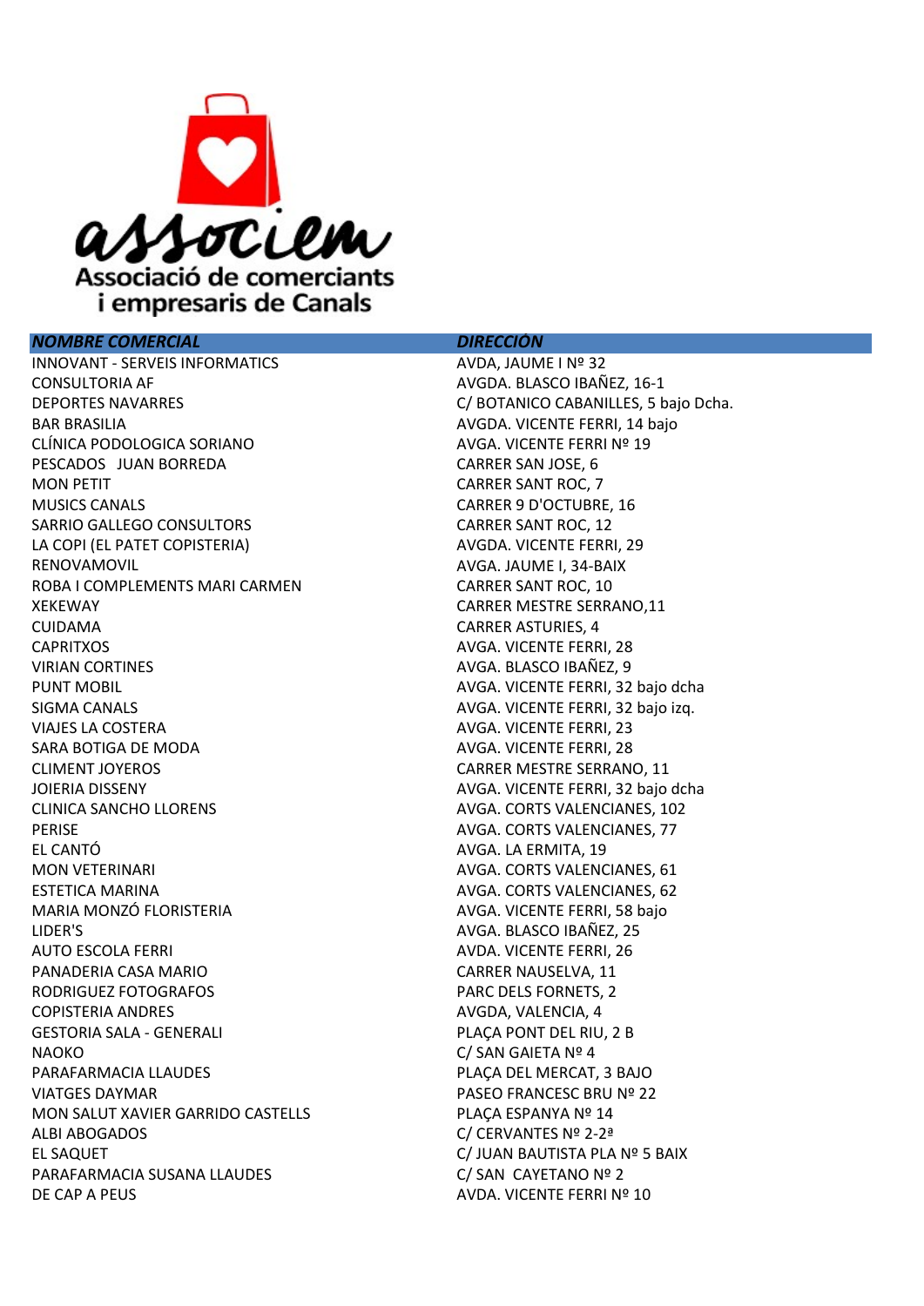associem

Associació de comercians i empresaris de Canals

| *NOMBRE COMERCIAL* | *DIRECCIÓN* |
|---|---|
| INNOVANT - SERVEIS INFORMATICS | AVDA, JAUME I Nº 32 |
| CONSULTORIA AF | AVGDA. BLASCO IBAÑEZ, 16-1 |
| DEPORTES NAVARRES | C/ BOTANICO CABANILLES, 5 bajo Dcha. |
| BAR BRASILIA | AVGDA. VICENTE FERRI, 14 bajo |
| CLÍNICA PODOLOGICA SORIANO | AVGA. VICENTE FERRI Nº 19 |
| PESCADOS JUAN BORREDA | CARRER SAN JOSE, 6 |
| MON PETIT | CARRER SANT ROC, 7 |
| MUSICS CANALS | CARRER 9 D'OCTUBRE, 16 |
| SARRIO GALLEGO CONSULTORS | CARRER SANT ROC, 12 |
| LA COPI (EL PATET COPISTERIA) | AVGDA. VICENTE FERRI, 29 |
| RENOVAMOVIL | AVGA. JAUME I, 34-BAIX |
| ROBA I COMPLEMENTS MARI CARMEN | CARRER SANT ROC, 10 |
| XEKEWAY | CARRER MESTRE SERRANO,11 |
| CUIDAMA | CARRER ASTURIES, 4 |
| CAPRITXOS | AVGA. VICENTE FERRI, 28 |
| VIRIAN CORTINES | AVGA. BLASCO IBAÑEZ, 9 |
| PUNT MOBIL | AVGA. VICENTE FERRI, 32 bajo dcha |
| SIGMA CANALS | AVGA. VICENTE FERRI, 32 bajo izq. |
| VIAJES LA COSTERA | AVGA. VICENTE FERRI, 23 |
| SARA BOTIGA DE MODA | AVGA. VICENTE FERRI, 28 |
| CLIMENT JOYEROS | CARRER MESTRE SERRANO, 11 |
| JOIERIA DISSENY | AVGA. VICENTE FERRI, 32 bajo dcha |
| CLINICA SANCHO LLORENS | AVGA. CORTS VALENCIANES, 102 |
| PERISE | AVGA. CORTS VALENCIANES, 77 |
| EL CANTÓ | AVGA. LA ERMITA, 19 |
| MON VETERINARI | AVGA. CORTS VALENCIANES, 61 |
| ESTETICA MARINA | AVGA. CORTS VALENCIANES, 62 |
| MARIA MONZÓ FLORISTERIA | AVGA. VICENTE FERRI, 58 bajo |
| LIDER'S | AVGA. BLASCO IBAÑEZ, 25 |
| AUTO ESCOLA FERRI | AVDA. VICENTE FERRI, 26 |
| PANADERIA CASA MARIO | CARRER NAUSELVA, 11 |
| RODRIGUEZ FOTOGRAFOS | PARC DELS FORNETS, 2 |
| COPISTERIA ANDRES | AVGDA, VALENCIA, 4 |
| GESTORIA SALA - GENERALI | PLAÇA PONT DEL RIU, 2 B |
| NAOKO | C/ SAN GAIETA Nº 4 |
| PARAFARMACIA LLAUDES | PLAÇA DEL MERCAT, 3 BAJO |
| VIATGES DAYMAR | PASEO FRANCESC BRU Nº 22 |
| MON SALUT XAVIER GARRIDO CASTELLS | PLAÇA ESPANYA Nº 14 |
| ALBI ABOGADOS | C/ CERVANTES Nº 2-2ª |
| EL SAQUET | C/ JUAN BAUTISTA PLA Nº 5 BAIX |
| PARAFARMACIA SUSANA LLAUDES | C/ SAN CAYETANO Nº 2 |
| DE CAP A PEUS | AVDA. VICENTE FERRI Nº 10 |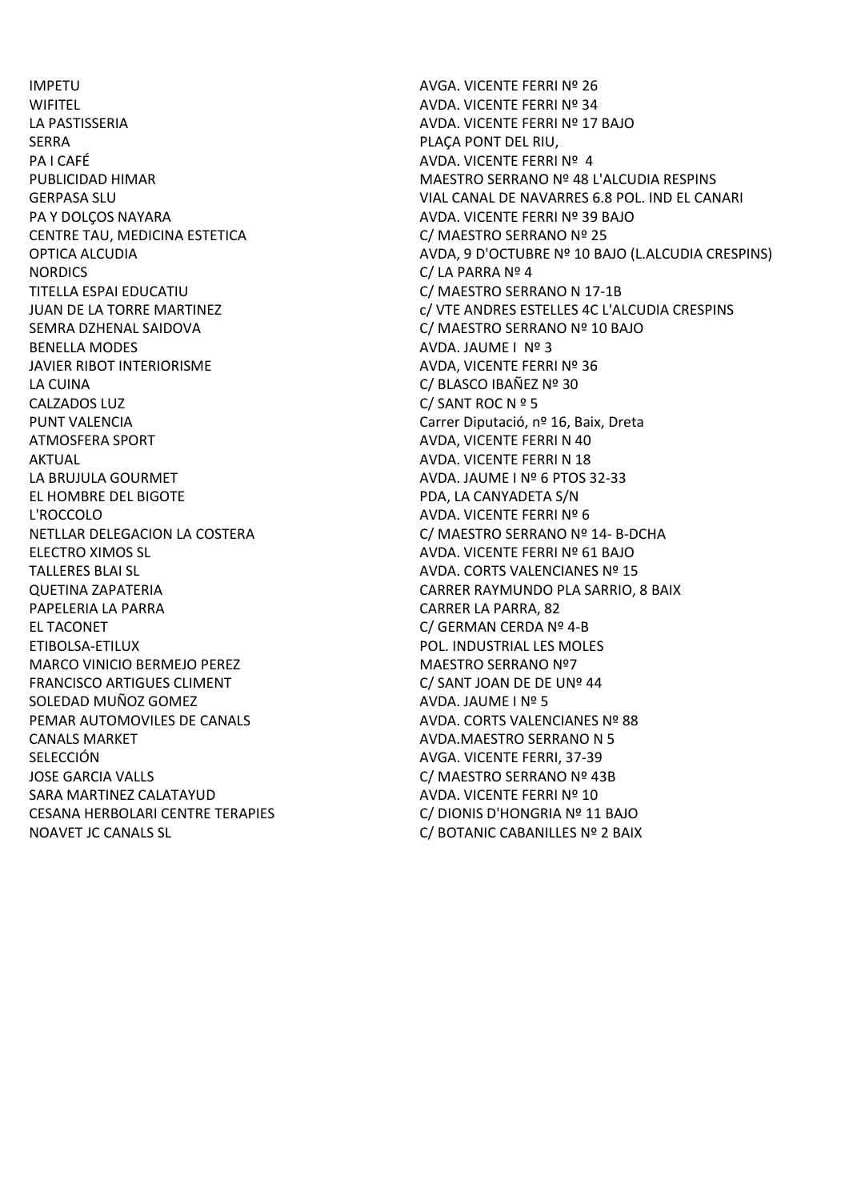| | |
|---|---|
| IMPETU | AVGA. VICENTE FERRI Nº 26 |
| WIFITEL | AVDA. VICENTE FERRI Nº 34 |
| LA PASTISSERIA | AVDA. VICENTE FERRI Nº 17 BAJO |
| SERRA | PLAÇA PONT DEL RIU, |
| PA I CAFÉ | AVDA. VICENTE FERRI Nº 4 |
| PUBLICIDAD HIMAR | MAESTRO SERRANO Nº 48 L'ALCUDIA RESPINS |
| GERPASA SLU | VIAL CANAL DE NAVARRES 6.8 POL. IND EL CANARI |
| PA Y DOLÇOS NAYARA | AVDA. VICENTE FERRI Nº 39 BAJO |
| CENTRE TAU, MEDICINA ESTETICA | C/ MAESTRO SERRANO Nº 25 |
| OPTICA ALCUDIA | AVDA, 9 D'OCTUBRE Nº 10 BAJO (L.ALCUDIA CRESPINS) |
| NORDICS | C/ LA PARRA Nº 4 |
| TITELLA ESPAI EDUCATIU | C/ MAESTRO SERRANO N 17-1B |
| JUAN DE LA TORRE MARTINEZ | c/ VTE ANDRES ESTELLES 4C L'ALCUDIA CRESPINS |
| SEMRA DZHENAL SAIDOVA | C/ MAESTRO SERRANO Nº 10 BAJO |
| BENELLA MODES | AVDA. JAUME I Nº 3 |
| JAVIER RIBOT INTERIORISME | AVDA, VICENTE FERRI Nº 36 |
| LA CUINA | C/ BLASCO IBAÑEZ Nº 30 |
| CALZADOS LUZ | C/ SANT ROC N º 5 |
| PUNT VALENCIA | Carrer Diputació, nº 16, Baix, Dreta |
| ATMOSFERA SPORT | AVDA, VICENTE FERRI N 40 |
| AKTUAL | AVDA. VICENTE FERRI N 18 |
| LA BRUJULA GOURMET | AVDA. JAUME I Nº 6 PTOS 32-33 |
| EL HOMBRE DEL BIGOTE | PDA, LA CANYADETA S/N |
| L'ROCCOLO | AVDA. VICENTE FERRI Nº 6 |
| NETLLAR DELEGACION LA COSTERA | C/ MAESTRO SERRANO Nº 14- B-DCHA |
| ELECTRO XIMOS SL | AVDA. VICENTE FERRI Nº 61 BAJO |
| TALLERES BLAI SL | AVDA. CORTS VALENCIANES Nº 15 |
| QUETINA ZAPATERIA | CARRER RAYMUNDO PLA SARRIO, 8 BAIX |
| PAPELERIA LA PARRA | CARRER LA PARRA, 82 |
| EL TACONET | C/ GERMAN CERDA Nº 4-B |
| ETIBOLSA-ETILUX | POL. INDUSTRIAL LES MOLES |
| MARCO VINICIO BERMEJO PEREZ | MAESTRO SERRANO Nº7 |
| FRANCISCO ARTIGUES CLIMENT | C/ SANT JOAN DE DE UNº 44 |
| SOLEDAD MUÑOZ GOMEZ | AVDA. JAUME I Nº 5 |
| PEMAR AUTOMOVILES DE CANALS | AVDA. CORTS VALENCIANES Nº 88 |
| CANALS MARKET | AVDA.MAESTRO SERRANO N 5 |
| SELECCIÓN | AVGA. VICENTE FERRI, 37-39 |
| JOSE GARCIA VALLS | C/ MAESTRO SERRANO Nº 43B |
| SARA MARTINEZ CALATAYUD | AVDA. VICENTE FERRI Nº 10 |
| CESANA HERBOLARI CENTRE TERAPIES | C/ DIONIS D'HONGRIA Nº 11 BAJO |
| NOAVET JC CANALS SL | C/ BOTANIC CABANILLES Nº 2 BAIX |